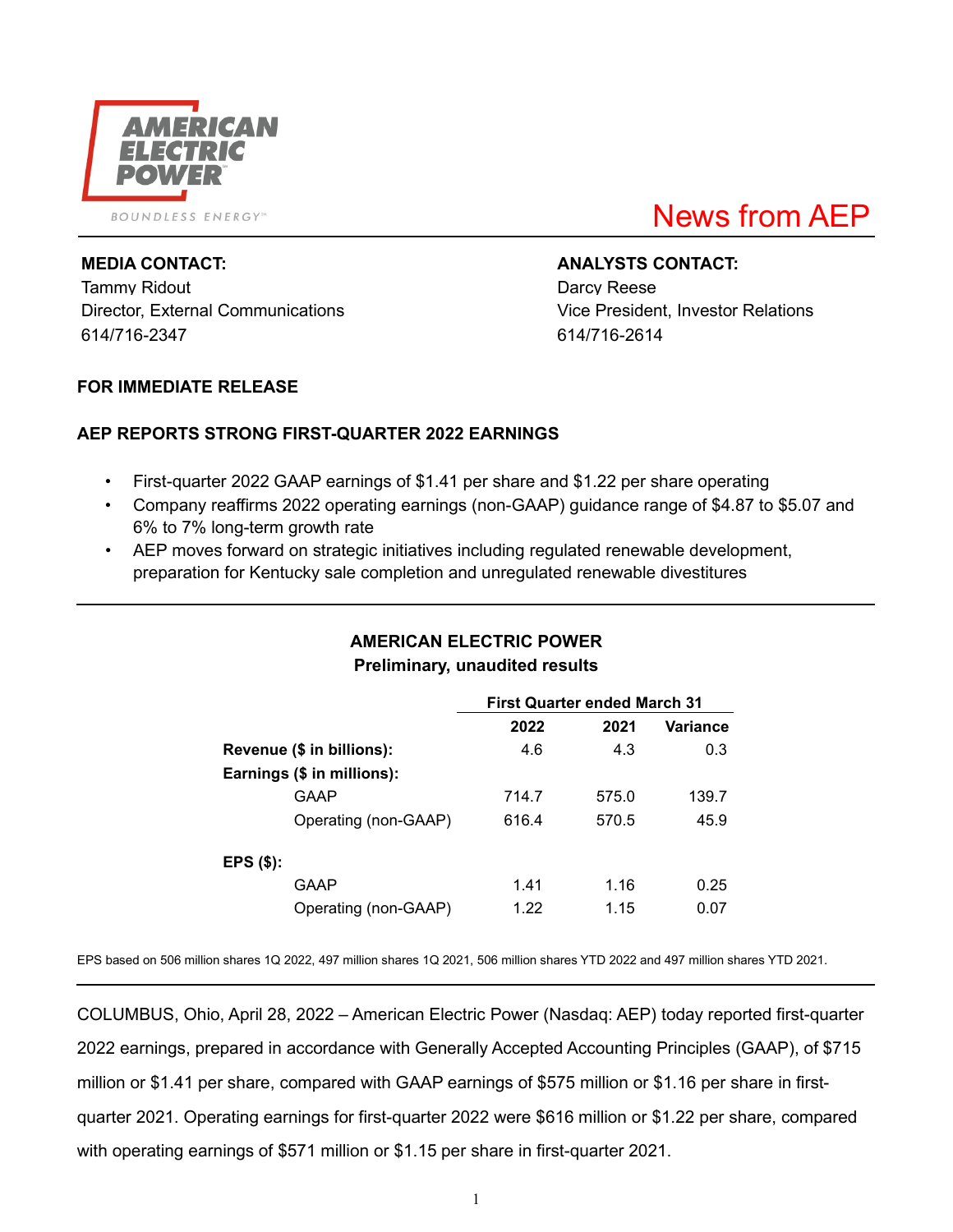AMERICAN ELECTRIC POWER

BOUNDLESS ENERGY™

News from AEP

**MEDIA CONTACT:**
Tammy Ridout
Director, External Communications
614/716-2347

**ANALYSTS CONTACT:**
Darcy Reese
Vice President, Investor Relations
614/716-2614

**FOR IMMEDIATE RELEASE**

## AEP REPORTS STRONG FIRST-QUARTER 2022 EARNINGS

- First-quarter 2022 GAAP earnings of $1.41 per share and $1.22 per share operating
- Company reaffirms 2022 operating earnings (non-GAAP) guidance range of $4.87 to $5.07 and 6% to 7% long-term growth rate
- AEP moves forward on strategic initiatives including regulated renewable development, preparation for Kentucky sale completion and unregulated renewable divestitures

**AMERICAN ELECTRIC POWER**
**Preliminary, unaudited results**

| | First Quarter ended March 31 | | |
|---|---|---|---|
| | **2022** | **2021** | **Variance** |
| **Revenue ($ in billions):** | 4.6 | 4.3 | 0.3 |
| **Earnings ($ in millions):** | | | |
| GAAP | 714.7 | 575.0 | 139.7 |
| Operating (non-GAAP) | 616.4 | 570.5 | 45.9 |
| **EPS ($):** | | | |
| GAAP | 1.41 | 1.16 | 0.25 |
| Operating (non-GAAP) | 1.22 | 1.15 | 0.07 |

EPS based on 506 million shares 1Q 2022, 497 million shares 1Q 2021, 506 million shares YTD 2022 and 497 million shares YTD 2021.

COLUMBUS, Ohio, April 28, 2022 – American Electric Power (Nasdaq: AEP) today reported first-quarter 2022 earnings, prepared in accordance with Generally Accepted Accounting Principles (GAAP), of $715 million or $1.41 per share, compared with GAAP earnings of $575 million or $1.16 per share in first-quarter 2021. Operating earnings for first-quarter 2022 were $616 million or $1.22 per share, compared with operating earnings of $571 million or $1.15 per share in first-quarter 2021.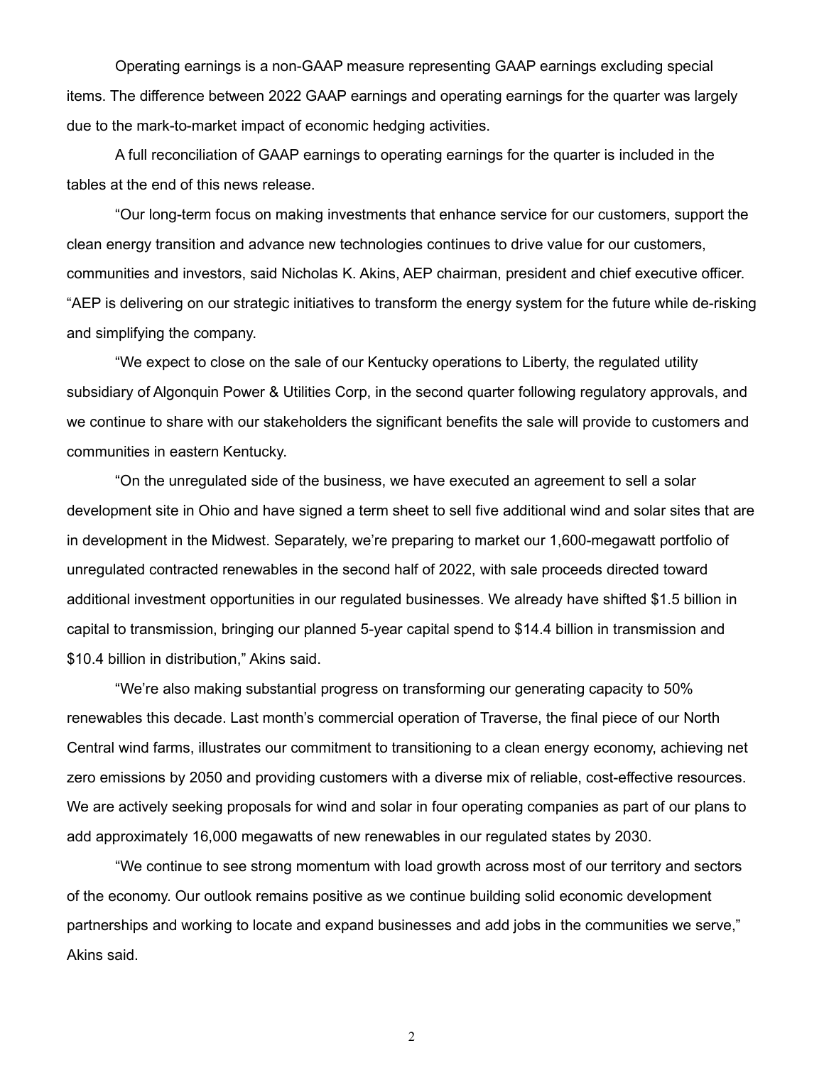Operating earnings is a non-GAAP measure representing GAAP earnings excluding special items. The difference between 2022 GAAP earnings and operating earnings for the quarter was largely due to the mark-to-market impact of economic hedging activities.

A full reconciliation of GAAP earnings to operating earnings for the quarter is included in the tables at the end of this news release.

"Our long-term focus on making investments that enhance service for our customers, support the clean energy transition and advance new technologies continues to drive value for our customers, communities and investors, said Nicholas K. Akins, AEP chairman, president and chief executive officer. "AEP is delivering on our strategic initiatives to transform the energy system for the future while de-risking and simplifying the company.

"We expect to close on the sale of our Kentucky operations to Liberty, the regulated utility subsidiary of Algonquin Power & Utilities Corp, in the second quarter following regulatory approvals, and we continue to share with our stakeholders the significant benefits the sale will provide to customers and communities in eastern Kentucky.

"On the unregulated side of the business, we have executed an agreement to sell a solar development site in Ohio and have signed a term sheet to sell five additional wind and solar sites that are in development in the Midwest. Separately, we're preparing to market our 1,600-megawatt portfolio of unregulated contracted renewables in the second half of 2022, with sale proceeds directed toward additional investment opportunities in our regulated businesses. We already have shifted $1.5 billion in capital to transmission, bringing our planned 5-year capital spend to $14.4 billion in transmission and $10.4 billion in distribution," Akins said.

"We're also making substantial progress on transforming our generating capacity to 50% renewables this decade. Last month's commercial operation of Traverse, the final piece of our North Central wind farms, illustrates our commitment to transitioning to a clean energy economy, achieving net zero emissions by 2050 and providing customers with a diverse mix of reliable, cost-effective resources. We are actively seeking proposals for wind and solar in four operating companies as part of our plans to add approximately 16,000 megawatts of new renewables in our regulated states by 2030.

"We continue to see strong momentum with load growth across most of our territory and sectors of the economy. Our outlook remains positive as we continue building solid economic development partnerships and working to locate and expand businesses and add jobs in the communities we serve," Akins said.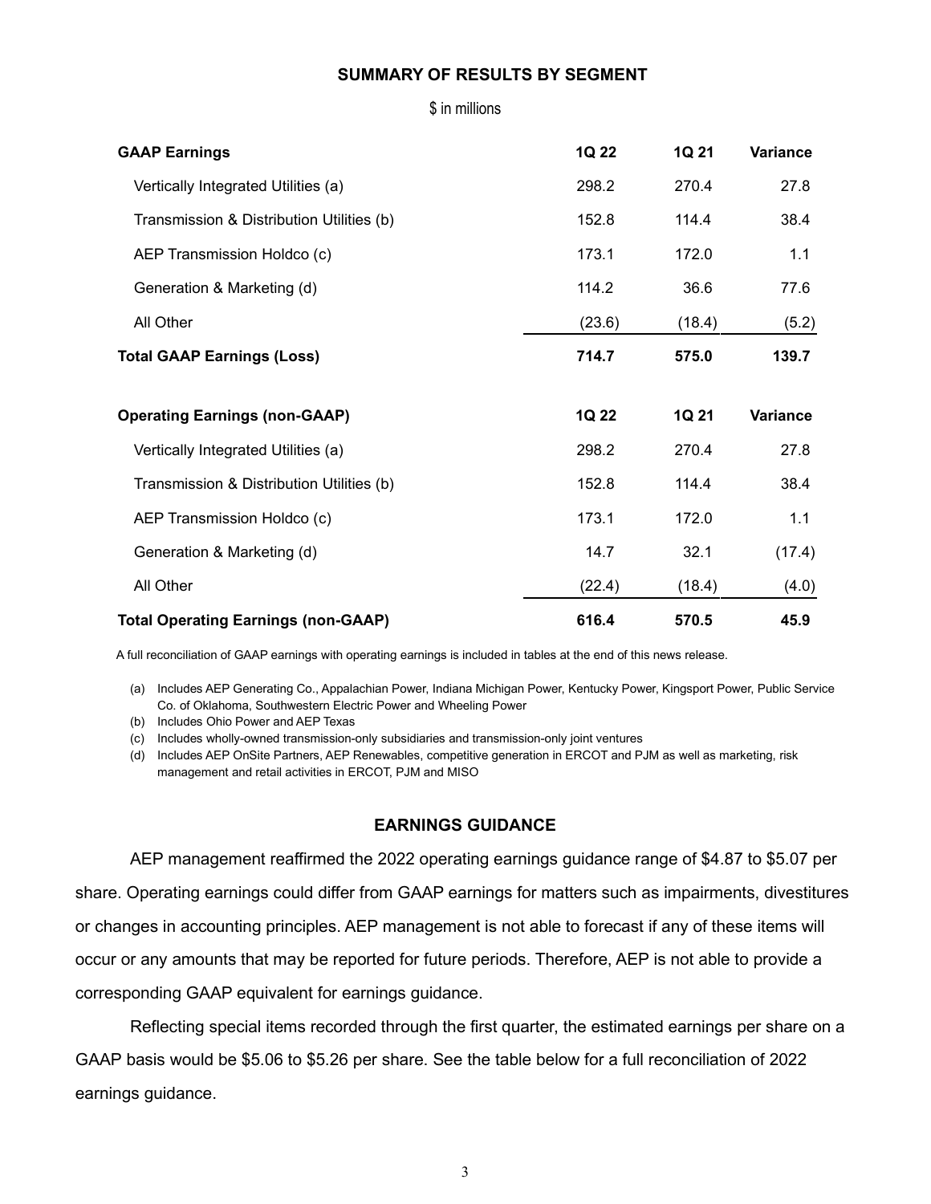## SUMMARY OF RESULTS BY SEGMENT

$ in millions

| GAAP Earnings | 1Q 22 | 1Q 21 | Variance |
|---|---|---|---|
| Vertically Integrated Utilities (a) | 298.2 | 270.4 | 27.8 |
| Transmission & Distribution Utilities (b) | 152.8 | 114.4 | 38.4 |
| AEP Transmission Holdco (c) | 173.1 | 172.0 | 1.1 |
| Generation & Marketing (d) | 114.2 | 36.6 | 77.6 |
| All Other | (23.6) | (18.4) | (5.2) |
| **Total GAAP Earnings (Loss)** | **714.7** | **575.0** | **139.7** |

| Operating Earnings (non-GAAP) | 1Q 22 | 1Q 21 | Variance |
|---|---|---|---|
| Vertically Integrated Utilities (a) | 298.2 | 270.4 | 27.8 |
| Transmission & Distribution Utilities (b) | 152.8 | 114.4 | 38.4 |
| AEP Transmission Holdco (c) | 173.1 | 172.0 | 1.1 |
| Generation & Marketing (d) | 14.7 | 32.1 | (17.4) |
| All Other | (22.4) | (18.4) | (4.0) |
| **Total Operating Earnings (non-GAAP)** | **616.4** | **570.5** | **45.9** |

A full reconciliation of GAAP earnings with operating earnings is included in tables at the end of this news release.

(a) Includes AEP Generating Co., Appalachian Power, Indiana Michigan Power, Kentucky Power, Kingsport Power, Public Service Co. of Oklahoma, Southwestern Electric Power and Wheeling Power
(b) Includes Ohio Power and AEP Texas
(c) Includes wholly-owned transmission-only subsidiaries and transmission-only joint ventures
(d) Includes AEP OnSite Partners, AEP Renewables, competitive generation in ERCOT and PJM as well as marketing, risk management and retail activities in ERCOT, PJM and MISO

## EARNINGS GUIDANCE

AEP management reaffirmed the 2022 operating earnings guidance range of $4.87 to $5.07 per share. Operating earnings could differ from GAAP earnings for matters such as impairments, divestitures or changes in accounting principles. AEP management is not able to forecast if any of these items will occur or any amounts that may be reported for future periods. Therefore, AEP is not able to provide a corresponding GAAP equivalent for earnings guidance.

Reflecting special items recorded through the first quarter, the estimated earnings per share on a GAAP basis would be $5.06 to $5.26 per share. See the table below for a full reconciliation of 2022 earnings guidance.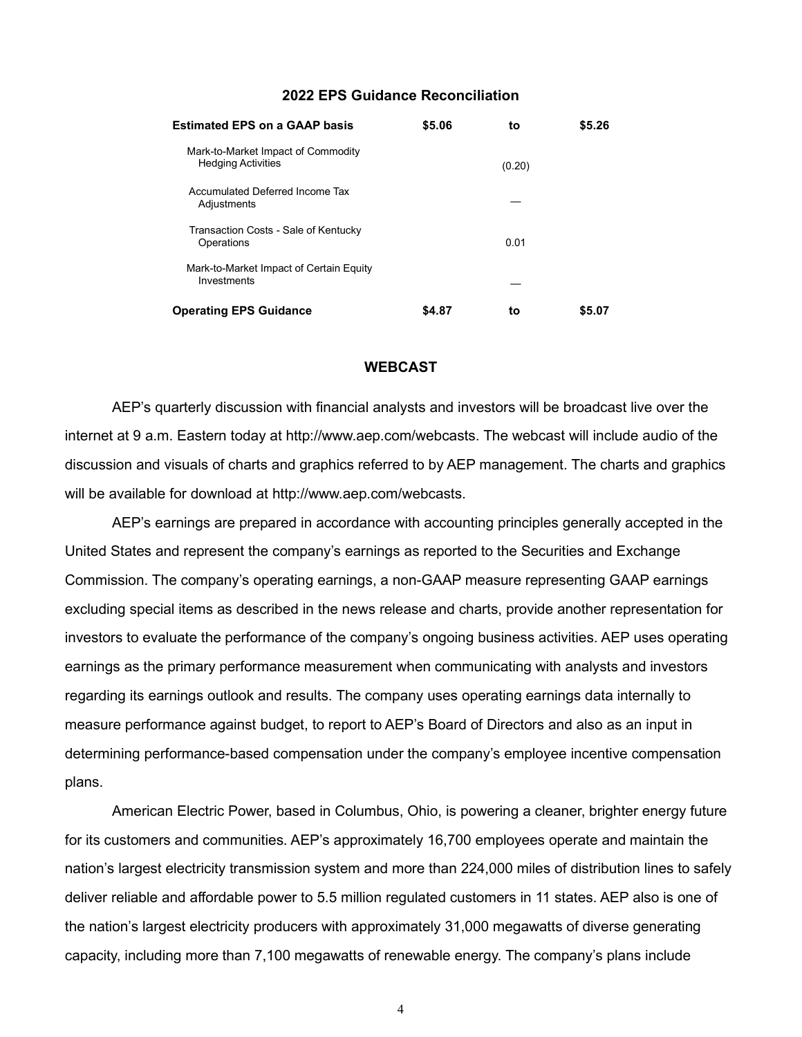## 2022 EPS Guidance Reconciliation

| | | | |
|---|---|---|---|
| **Estimated EPS on a GAAP basis** | **$5.06** | **to** | **$5.26** |
| Mark-to-Market Impact of Commodity Hedging Activities | | (0.20) | |
| Accumulated Deferred Income Tax Adjustments | | — | |
| Transaction Costs - Sale of Kentucky Operations | | 0.01 | |
| Mark-to-Market Impact of Certain Equity Investments | | — | |
| **Operating EPS Guidance** | **$4.87** | **to** | **$5.07** |

## WEBCAST

AEP's quarterly discussion with financial analysts and investors will be broadcast live over the internet at 9 a.m. Eastern today at http://www.aep.com/webcasts. The webcast will include audio of the discussion and visuals of charts and graphics referred to by AEP management. The charts and graphics will be available for download at http://www.aep.com/webcasts.

AEP's earnings are prepared in accordance with accounting principles generally accepted in the United States and represent the company's earnings as reported to the Securities and Exchange Commission. The company's operating earnings, a non-GAAP measure representing GAAP earnings excluding special items as described in the news release and charts, provide another representation for investors to evaluate the performance of the company's ongoing business activities. AEP uses operating earnings as the primary performance measurement when communicating with analysts and investors regarding its earnings outlook and results. The company uses operating earnings data internally to measure performance against budget, to report to AEP's Board of Directors and also as an input in determining performance-based compensation under the company's employee incentive compensation plans.

American Electric Power, based in Columbus, Ohio, is powering a cleaner, brighter energy future for its customers and communities. AEP's approximately 16,700 employees operate and maintain the nation's largest electricity transmission system and more than 224,000 miles of distribution lines to safely deliver reliable and affordable power to 5.5 million regulated customers in 11 states. AEP also is one of the nation's largest electricity producers with approximately 31,000 megawatts of diverse generating capacity, including more than 7,100 megawatts of renewable energy. The company's plans include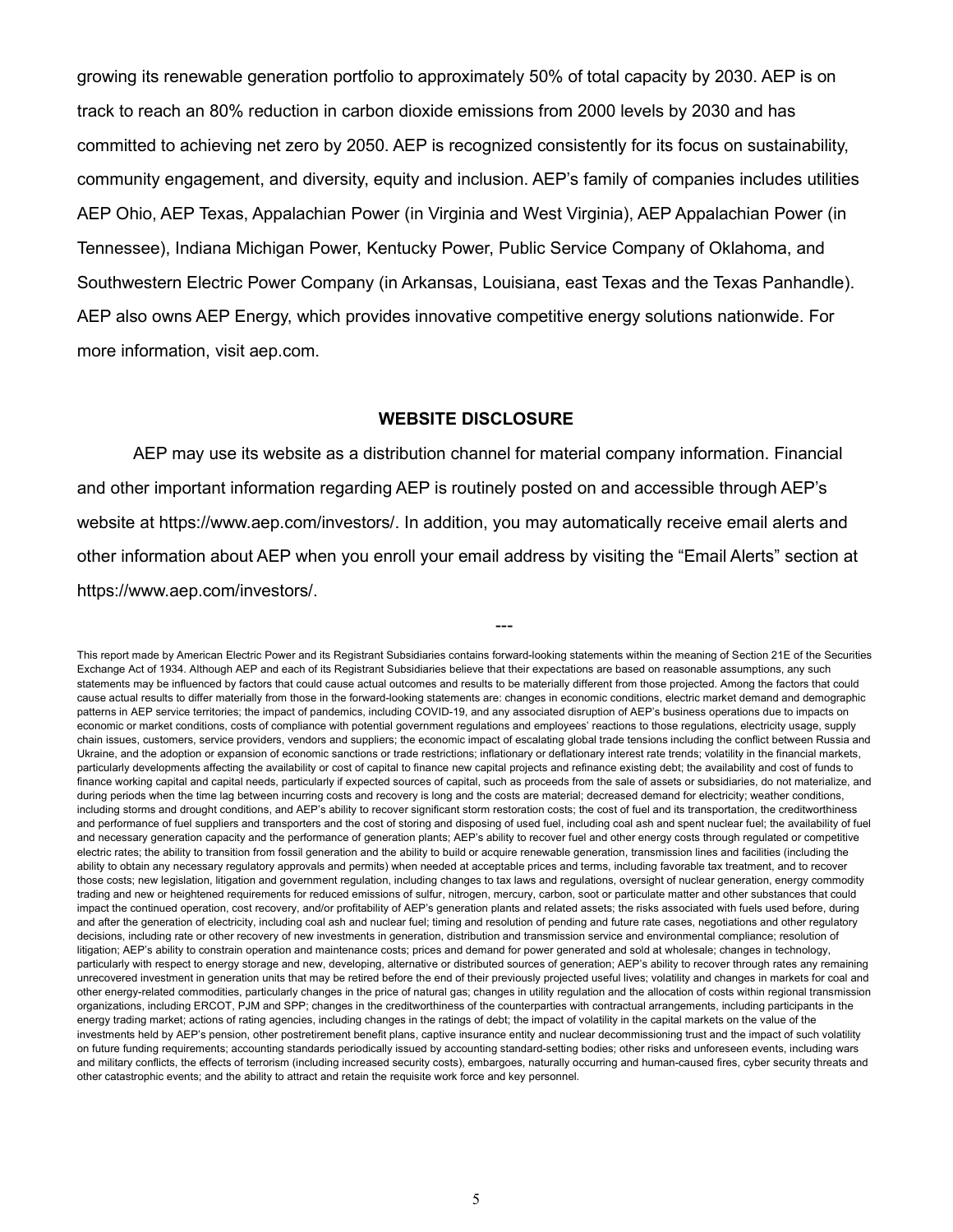growing its renewable generation portfolio to approximately 50% of total capacity by 2030. AEP is on track to reach an 80% reduction in carbon dioxide emissions from 2000 levels by 2030 and has committed to achieving net zero by 2050. AEP is recognized consistently for its focus on sustainability, community engagement, and diversity, equity and inclusion. AEP's family of companies includes utilities AEP Ohio, AEP Texas, Appalachian Power (in Virginia and West Virginia), AEP Appalachian Power (in Tennessee), Indiana Michigan Power, Kentucky Power, Public Service Company of Oklahoma, and Southwestern Electric Power Company (in Arkansas, Louisiana, east Texas and the Texas Panhandle). AEP also owns AEP Energy, which provides innovative competitive energy solutions nationwide. For more information, visit aep.com.

**WEBSITE DISCLOSURE**

AEP may use its website as a distribution channel for material company information. Financial and other important information regarding AEP is routinely posted on and accessible through AEP's website at https://www.aep.com/investors/. In addition, you may automatically receive email alerts and other information about AEP when you enroll your email address by visiting the "Email Alerts" section at https://www.aep.com/investors/.

---

This report made by American Electric Power and its Registrant Subsidiaries contains forward-looking statements within the meaning of Section 21E of the Securities Exchange Act of 1934. Although AEP and each of its Registrant Subsidiaries believe that their expectations are based on reasonable assumptions, any such statements may be influenced by factors that could cause actual outcomes and results to be materially different from those projected. Among the factors that could cause actual results to differ materially from those in the forward-looking statements are: changes in economic conditions, electric market demand and demographic patterns in AEP service territories; the impact of pandemics, including COVID-19, and any associated disruption of AEP's business operations due to impacts on economic or market conditions, costs of compliance with potential government regulations and employees' reactions to those regulations, electricity usage, supply chain issues, customers, service providers, vendors and suppliers; the economic impact of escalating global trade tensions including the conflict between Russia and Ukraine, and the adoption or expansion of economic sanctions or trade restrictions; inflationary or deflationary interest rate trends; volatility in the financial markets, particularly developments affecting the availability or cost of capital to finance new capital projects and refinance existing debt; the availability and cost of funds to finance working capital and capital needs, particularly if expected sources of capital, such as proceeds from the sale of assets or subsidiaries, do not materialize, and during periods when the time lag between incurring costs and recovery is long and the costs are material; decreased demand for electricity; weather conditions, including storms and drought conditions, and AEP's ability to recover significant storm restoration costs; the cost of fuel and its transportation, the creditworthiness and performance of fuel suppliers and transporters and the cost of storing and disposing of used fuel, including coal ash and spent nuclear fuel; the availability of fuel and necessary generation capacity and the performance of generation plants; AEP's ability to recover fuel and other energy costs through regulated or competitive electric rates; the ability to transition from fossil generation and the ability to build or acquire renewable generation, transmission lines and facilities (including the ability to obtain any necessary regulatory approvals and permits) when needed at acceptable prices and terms, including favorable tax treatment, and to recover those costs; new legislation, litigation and government regulation, including changes to tax laws and regulations, oversight of nuclear generation, energy commodity trading and new or heightened requirements for reduced emissions of sulfur, nitrogen, mercury, carbon, soot or particulate matter and other substances that could impact the continued operation, cost recovery, and/or profitability of AEP's generation plants and related assets; the risks associated with fuels used before, during and after the generation of electricity, including coal ash and nuclear fuel; timing and resolution of pending and future rate cases, negotiations and other regulatory decisions, including rate or other recovery of new investments in generation, distribution and transmission service and environmental compliance; resolution of litigation; AEP's ability to constrain operation and maintenance costs; prices and demand for power generated and sold at wholesale; changes in technology, particularly with respect to energy storage and new, developing, alternative or distributed sources of generation; AEP's ability to recover through rates any remaining unrecovered investment in generation units that may be retired before the end of their previously projected useful lives; volatility and changes in markets for coal and other energy-related commodities, particularly changes in the price of natural gas; changes in utility regulation and the allocation of costs within regional transmission organizations, including ERCOT, PJM and SPP; changes in the creditworthiness of the counterparties with contractual arrangements, including participants in the energy trading market; actions of rating agencies, including changes in the ratings of debt; the impact of volatility in the capital markets on the value of the investments held by AEP's pension, other postretirement benefit plans, captive insurance entity and nuclear decommissioning trust and the impact of such volatility on future funding requirements; accounting standards periodically issued by accounting standard-setting bodies; other risks and unforeseen events, including wars and military conflicts, the effects of terrorism (including increased security costs), embargoes, naturally occurring and human-caused fires, cyber security threats and other catastrophic events; and the ability to attract and retain the requisite work force and key personnel.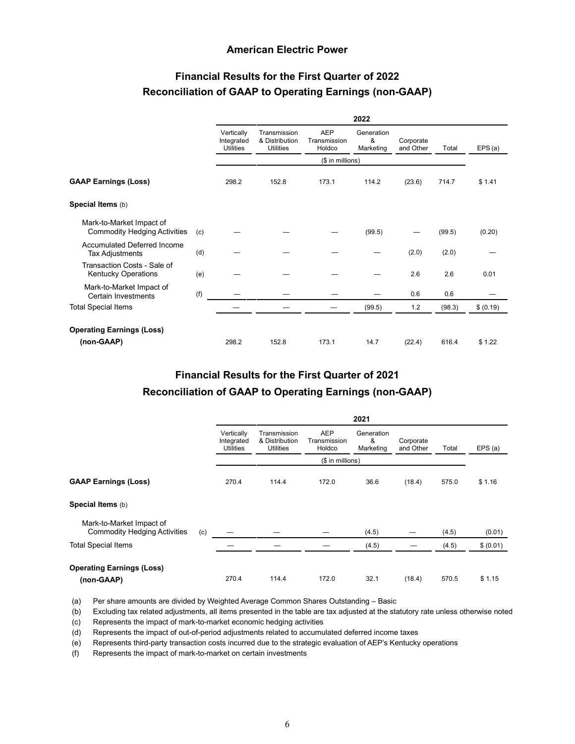# American Electric Power

## Financial Results for the First Quarter of 2022
## Reconciliation of GAAP to Operating Earnings (non-GAAP)

| | | 2022 | | | | | | |
|---|---|---|---|---|---|---|---|---|
| | | Vertically Integrated Utilities | Transmission & Distribution Utilities | AEP Transmission Holdco | Generation & Marketing | Corporate and Other | Total | EPS (a) |
| | | | | ($ in millions) | | | | |
| **GAAP Earnings (Loss)** | | 298.2 | 152.8 | 173.1 | 114.2 | (23.6) | 714.7 | $ 1.41 |
| **Special Items** (b) | | | | | | | | |
| Mark-to-Market Impact of Commodity Hedging Activities | (c) | — | — | — | (99.5) | — | (99.5) | (0.20) |
| Accumulated Deferred Income Tax Adjustments | (d) | — | — | — | — | (2.0) | (2.0) | — |
| Transaction Costs - Sale of Kentucky Operations | (e) | — | — | — | — | 2.6 | 2.6 | 0.01 |
| Mark-to-Market Impact of Certain Investments | (f) | — | — | — | — | 0.6 | 0.6 | — |
| Total Special Items | | — | — | — | (99.5) | 1.2 | (98.3) | $ (0.19) |
| **Operating Earnings (Loss) (non-GAAP)** | | 298.2 | 152.8 | 173.1 | 14.7 | (22.4) | 616.4 | $ 1.22 |

## Financial Results for the First Quarter of 2021
## Reconciliation of GAAP to Operating Earnings (non-GAAP)

| | | 2021 | | | | | | |
|---|---|---|---|---|---|---|---|---|
| | | Vertically Integrated Utilities | Transmission & Distribution Utilities | AEP Transmission Holdco | Generation & Marketing | Corporate and Other | Total | EPS (a) |
| | | | | ($ in millions) | | | | |
| **GAAP Earnings (Loss)** | | 270.4 | 114.4 | 172.0 | 36.6 | (18.4) | 575.0 | $ 1.16 |
| **Special Items** (b) | | | | | | | | |
| Mark-to-Market Impact of Commodity Hedging Activities | (c) | — | — | — | (4.5) | — | (4.5) | (0.01) |
| Total Special Items | | — | — | — | (4.5) | — | (4.5) | $ (0.01) |
| **Operating Earnings (Loss) (non-GAAP)** | | 270.4 | 114.4 | 172.0 | 32.1 | (18.4) | 570.5 | $ 1.15 |

(a) Per share amounts are divided by Weighted Average Common Shares Outstanding – Basic

(b) Excluding tax related adjustments, all items presented in the table are tax adjusted at the statutory rate unless otherwise noted

(c) Represents the impact of mark-to-market economic hedging activities

(d) Represents the impact of out-of-period adjustments related to accumulated deferred income taxes

(e) Represents third-party transaction costs incurred due to the strategic evaluation of AEP's Kentucky operations

(f) Represents the impact of mark-to-market on certain investments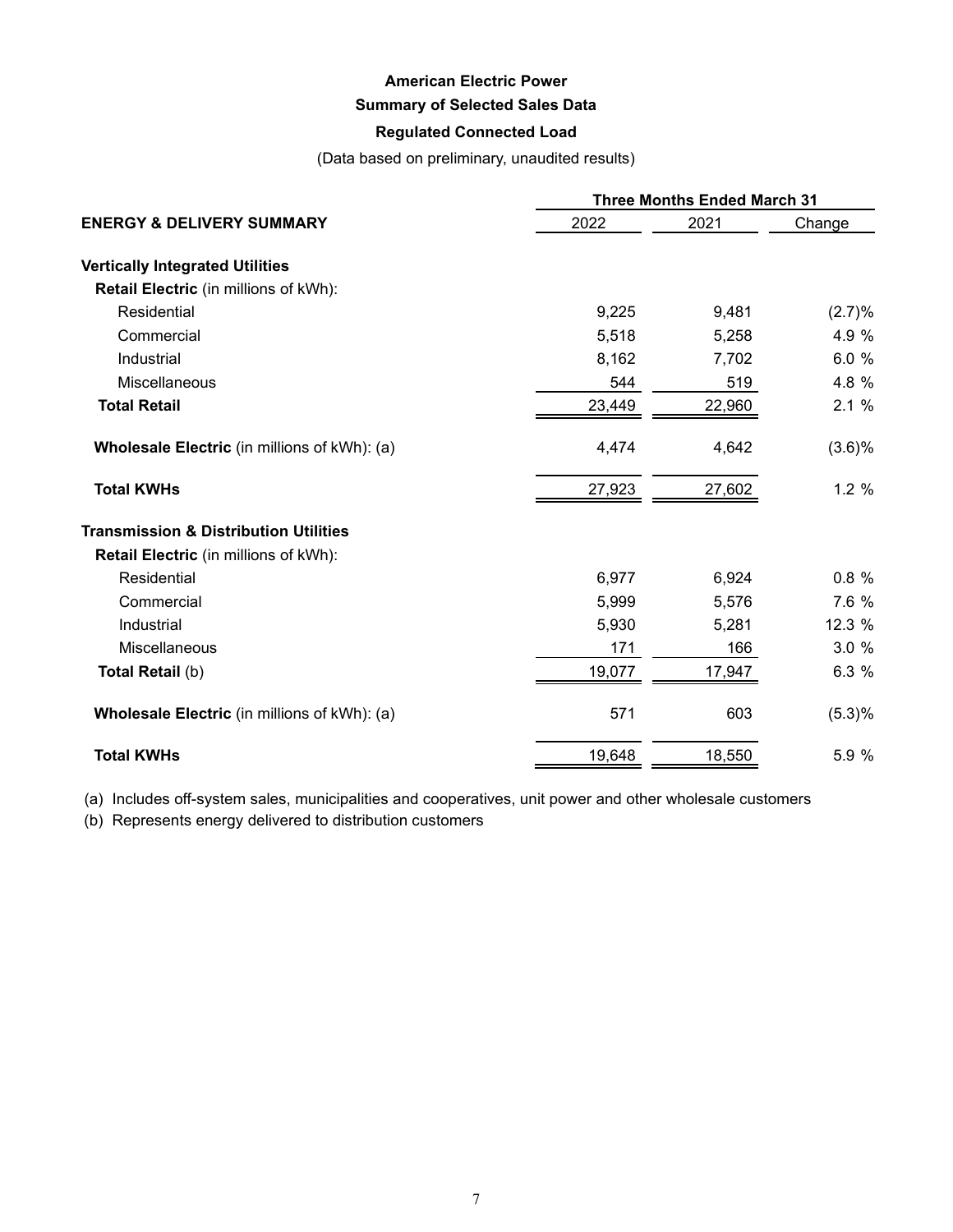**American Electric Power**

**Summary of Selected Sales Data**

**Regulated Connected Load**

(Data based on preliminary, unaudited results)

| | Three Months Ended March 31 | | |
|---|---|---|---|
| **ENERGY & DELIVERY SUMMARY** | 2022 | 2021 | Change |
| **Vertically Integrated Utilities** | | | |
| **Retail Electric** (in millions of kWh): | | | |
| Residential | 9,225 | 9,481 | (2.7)% |
| Commercial | 5,518 | 5,258 | 4.9 % |
| Industrial | 8,162 | 7,702 | 6.0 % |
| Miscellaneous | 544 | 519 | 4.8 % |
| **Total Retail** | 23,449 | 22,960 | 2.1 % |
| **Wholesale Electric** (in millions of kWh): (a) | 4,474 | 4,642 | (3.6)% |
| **Total KWHs** | 27,923 | 27,602 | 1.2 % |
| **Transmission & Distribution Utilities** | | | |
| **Retail Electric** (in millions of kWh): | | | |
| Residential | 6,977 | 6,924 | 0.8 % |
| Commercial | 5,999 | 5,576 | 7.6 % |
| Industrial | 5,930 | 5,281 | 12.3 % |
| Miscellaneous | 171 | 166 | 3.0 % |
| **Total Retail** (b) | 19,077 | 17,947 | 6.3 % |
| **Wholesale Electric** (in millions of kWh): (a) | 571 | 603 | (5.3)% |
| **Total KWHs** | 19,648 | 18,550 | 5.9 % |

(a) Includes off-system sales, municipalities and cooperatives, unit power and other wholesale customers

(b) Represents energy delivered to distribution customers